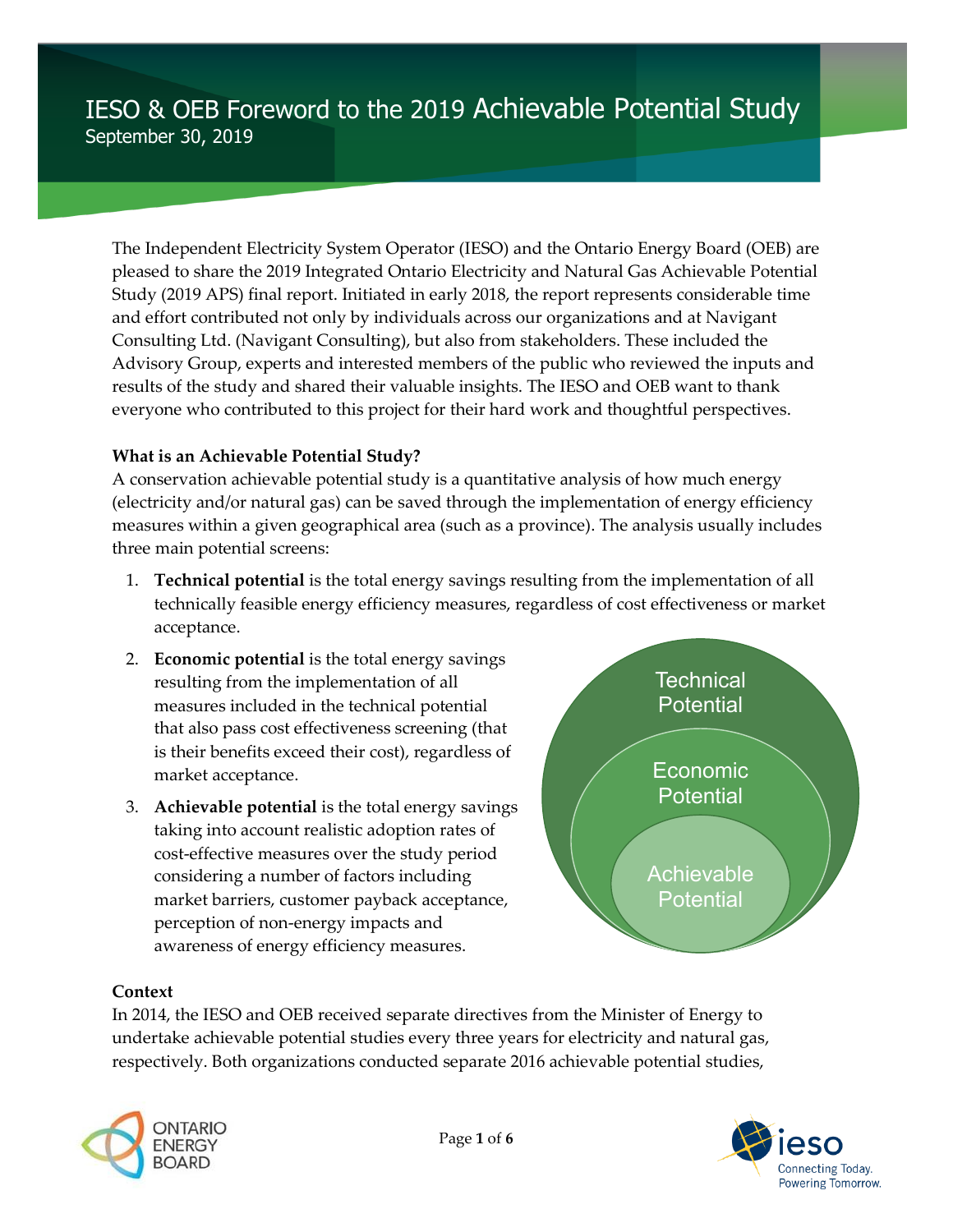# IESO & OEB Foreword to the 2019 Achievable Potential Study

September 30, 2019

The Independent Electricity System Operator (IESO) and the Ontario Energy Board (OEB) are pleased to share the 2019 Integrated Ontario Electricity and Natural Gas Achievable Potential Study (2019 APS) final report. Initiated in early 2018, the report represents considerable time and effort contributed not only by individuals across our organizations and at Navigant Consulting Ltd. (Navigant Consulting), but also from stakeholders. These included the Advisory Group, experts and interested members of the public who reviewed the inputs and results of the study and shared their valuable insights. The IESO and OEB want to thank everyone who contributed to this project for their hard work and thoughtful perspectives.

**What is an Achievable Potential Study?**

A conservation achievable potential study is a quantitative analysis of how much energy (electricity and/or natural gas) can be saved through the implementation of energy efficiency measures within a given geographical area (such as a province). The analysis usually includes three main potential screens:

1. **Technical potential** is the total energy savings resulting from the implementation of all technically feasible energy efficiency measures, regardless of cost effectiveness or market acceptance.
2. **Economic potential** is the total energy savings resulting from the implementation of all measures included in the technical potential that also pass cost effectiveness screening (that is their benefits exceed their cost), regardless of market acceptance.
3. **Achievable potential** is the total energy savings taking into account realistic adoption rates of cost-effective measures over the study period considering a number of factors including market barriers, customer payback acceptance, perception of non-energy impacts and awareness of energy efficiency measures.

Technical Potential
Economic Potential
Achievable Potential

**Context**

In 2014, the IESO and OEB received separate directives from the Minister of Energy to undertake achievable potential studies every three years for electricity and natural gas, respectively. Both organizations conducted separate 2016 achievable potential studies,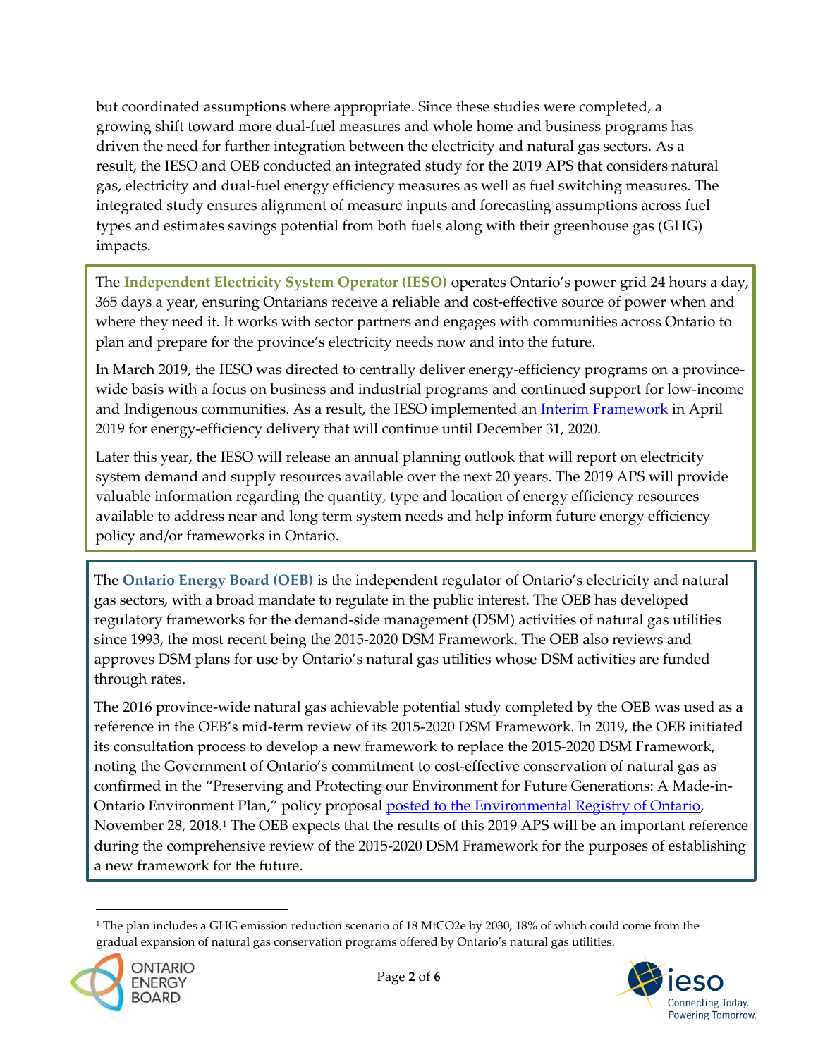but coordinated assumptions where appropriate. Since these studies were completed, a growing shift toward more dual-fuel measures and whole home and business programs has driven the need for further integration between the electricity and natural gas sectors. As a result, the IESO and OEB conducted an integrated study for the 2019 APS that considers natural gas, electricity and dual-fuel energy efficiency measures as well as fuel switching measures. The integrated study ensures alignment of measure inputs and forecasting assumptions across fuel types and estimates savings potential from both fuels along with their greenhouse gas (GHG) impacts.

The **Independent Electricity System Operator (IESO)** operates Ontario's power grid 24 hours a day, 365 days a year, ensuring Ontarians receive a reliable and cost-effective source of power when and where they need it. It works with sector partners and engages with communities across Ontario to plan and prepare for the province's electricity needs now and into the future.

In March 2019, the IESO was directed to centrally deliver energy-efficiency programs on a province-wide basis with a focus on business and industrial programs and continued support for low-income and Indigenous communities. As a result, the IESO implemented an Interim Framework in April 2019 for energy-efficiency delivery that will continue until December 31, 2020.

Later this year, the IESO will release an annual planning outlook that will report on electricity system demand and supply resources available over the next 20 years. The 2019 APS will provide valuable information regarding the quantity, type and location of energy efficiency resources available to address near and long term system needs and help inform future energy efficiency policy and/or frameworks in Ontario.

The **Ontario Energy Board (OEB)** is the independent regulator of Ontario's electricity and natural gas sectors, with a broad mandate to regulate in the public interest. The OEB has developed regulatory frameworks for the demand-side management (DSM) activities of natural gas utilities since 1993, the most recent being the 2015-2020 DSM Framework. The OEB also reviews and approves DSM plans for use by Ontario's natural gas utilities whose DSM activities are funded through rates.

The 2016 province-wide natural gas achievable potential study completed by the OEB was used as a reference in the OEB's mid-term review of its 2015-2020 DSM Framework. In 2019, the OEB initiated its consultation process to develop a new framework to replace the 2015-2020 DSM Framework, noting the Government of Ontario's commitment to cost-effective conservation of natural gas as confirmed in the "Preserving and Protecting our Environment for Future Generations: A Made-in-Ontario Environment Plan," policy proposal posted to the Environmental Registry of Ontario, November 28, 2018.[1] The OEB expects that the results of this 2019 APS will be an important reference during the comprehensive review of the 2015-2020 DSM Framework for the purposes of establishing a new framework for the future.

---

[1] The plan includes a GHG emission reduction scenario of 18 MtCO2e by 2030, 18% of which could come from the gradual expansion of natural gas conservation programs offered by Ontario's natural gas utilities.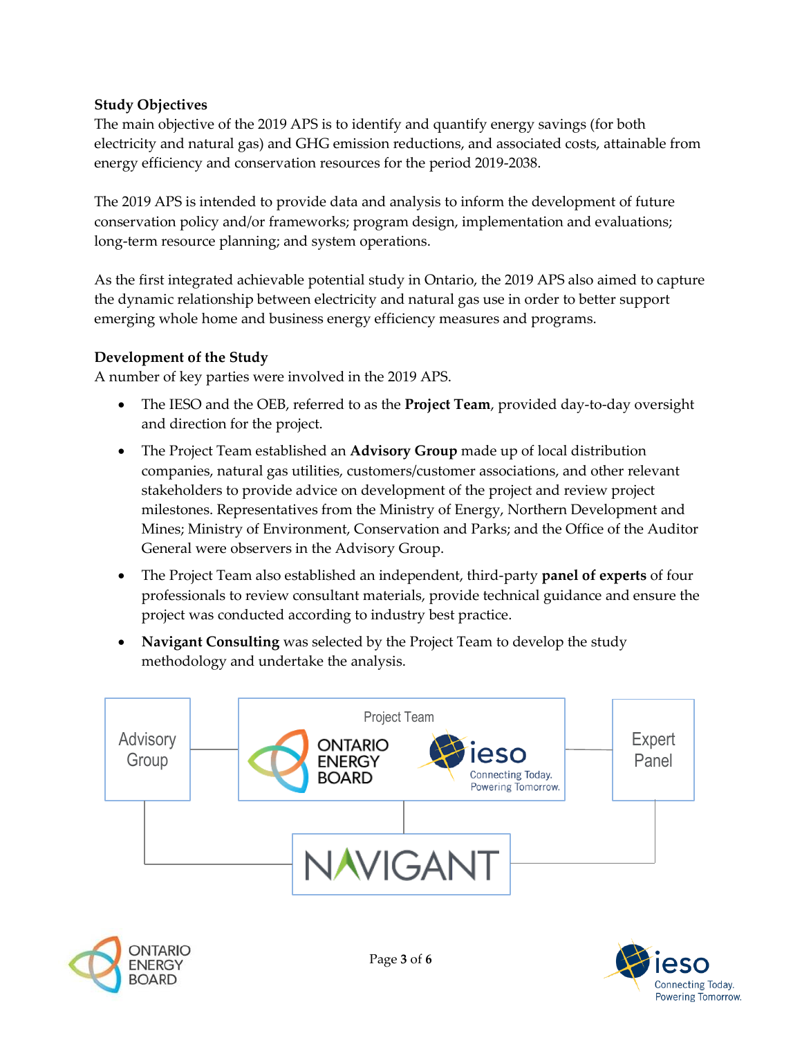### Study Objectives

The main objective of the 2019 APS is to identify and quantify energy savings (for both electricity and natural gas) and GHG emission reductions, and associated costs, attainable from energy efficiency and conservation resources for the period 2019-2038.

The 2019 APS is intended to provide data and analysis to inform the development of future conservation policy and/or frameworks; program design, implementation and evaluations; long-term resource planning; and system operations.

As the first integrated achievable potential study in Ontario, the 2019 APS also aimed to capture the dynamic relationship between electricity and natural gas use in order to better support emerging whole home and business energy efficiency measures and programs.

### Development of the Study

A number of key parties were involved in the 2019 APS.

- The IESO and the OEB, referred to as the **Project Team**, provided day-to-day oversight and direction for the project.
- The Project Team established an **Advisory Group** made up of local distribution companies, natural gas utilities, customers/customer associations, and other relevant stakeholders to provide advice on development of the project and review project milestones. Representatives from the Ministry of Energy, Northern Development and Mines; Ministry of Environment, Conservation and Parks; and the Office of the Auditor General were observers in the Advisory Group.
- The Project Team also established an independent, third-party **panel of experts** of four professionals to review consultant materials, provide technical guidance and ensure the project was conducted according to industry best practice.
- **Navigant Consulting** was selected by the Project Team to develop the study methodology and undertake the analysis.

Advisory Group — Project Team (Ontario Energy Board, IESO: Connecting Today. Powering Tomorrow.) — Expert Panel

NAVIGANT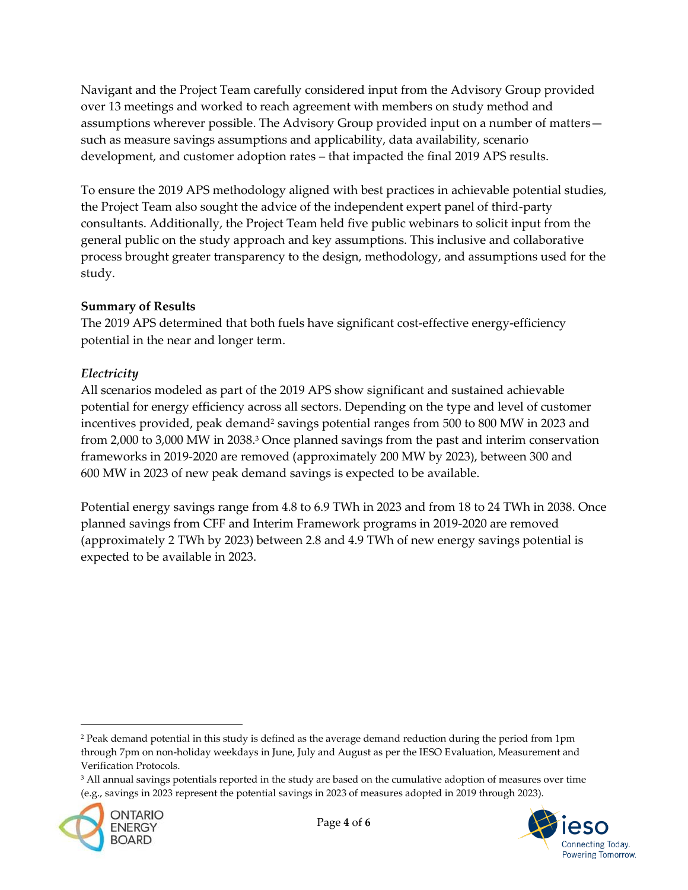Navigant and the Project Team carefully considered input from the Advisory Group provided over 13 meetings and worked to reach agreement with members on study method and assumptions wherever possible. The Advisory Group provided input on a number of matters—such as measure savings assumptions and applicability, data availability, scenario development, and customer adoption rates – that impacted the final 2019 APS results.

To ensure the 2019 APS methodology aligned with best practices in achievable potential studies, the Project Team also sought the advice of the independent expert panel of third-party consultants. Additionally, the Project Team held five public webinars to solicit input from the general public on the study approach and key assumptions. This inclusive and collaborative process brought greater transparency to the design, methodology, and assumptions used for the study.

**Summary of Results**

The 2019 APS determined that both fuels have significant cost-effective energy-efficiency potential in the near and longer term.

*Electricity*

All scenarios modeled as part of the 2019 APS show significant and sustained achievable potential for energy efficiency across all sectors. Depending on the type and level of customer incentives provided, peak demand[2] savings potential ranges from 500 to 800 MW in 2023 and from 2,000 to 3,000 MW in 2038.[3] Once planned savings from the past and interim conservation frameworks in 2019-2020 are removed (approximately 200 MW by 2023), between 300 and 600 MW in 2023 of new peak demand savings is expected to be available.

Potential energy savings range from 4.8 to 6.9 TWh in 2023 and from 18 to 24 TWh in 2038. Once planned savings from CFF and Interim Framework programs in 2019-2020 are removed (approximately 2 TWh by 2023) between 2.8 and 4.9 TWh of new energy savings potential is expected to be available in 2023.

---

[2] Peak demand potential in this study is defined as the average demand reduction during the period from 1pm through 7pm on non-holiday weekdays in June, July and August as per the IESO Evaluation, Measurement and Verification Protocols.

[3] All annual savings potentials reported in the study are based on the cumulative adoption of measures over time (e.g., savings in 2023 represent the potential savings in 2023 of measures adopted in 2019 through 2023).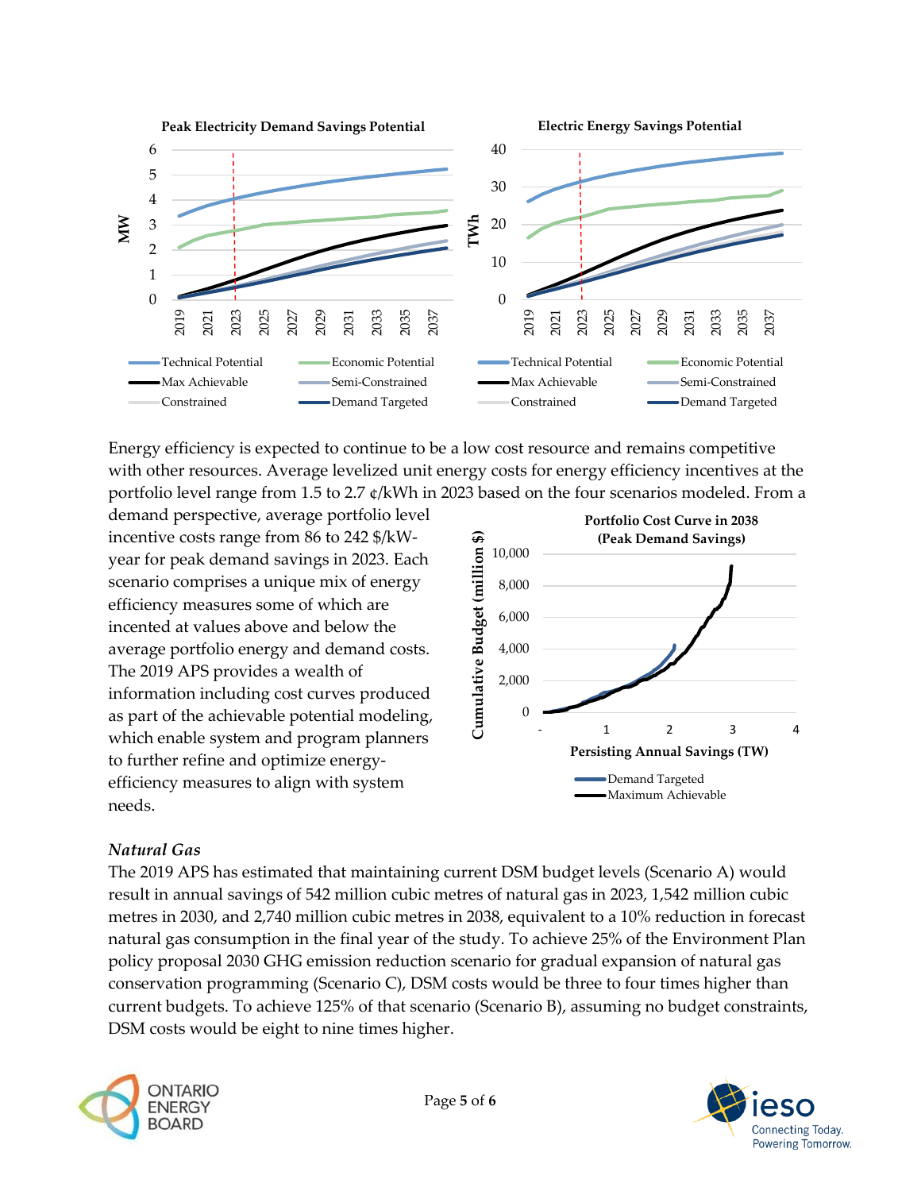Energy efficiency is expected to continue to be a low cost resource and remains competitive with other resources. Average levelized unit energy costs for energy efficiency incentives at the portfolio level range from 1.5 to 2.7 ¢/kWh in 2023 based on the four scenarios modeled. From a demand perspective, average portfolio level incentive costs range from 86 to 242 $/kW-year for peak demand savings in 2023. Each scenario comprises a unique mix of energy efficiency measures some of which are incented at values above and below the average portfolio energy and demand costs. The 2019 APS provides a wealth of information including cost curves produced as part of the achievable potential modeling, which enable system and program planners to further refine and optimize energy-efficiency measures to align with system needs.

*Natural Gas*

The 2019 APS has estimated that maintaining current DSM budget levels (Scenario A) would result in annual savings of 542 million cubic metres of natural gas in 2023, 1,542 million cubic metres in 2030, and 2,740 million cubic metres in 2038, equivalent to a 10% reduction in forecast natural gas consumption in the final year of the study. To achieve 25% of the Environment Plan policy proposal 2030 GHG emission reduction scenario for gradual expansion of natural gas conservation programming (Scenario C), DSM costs would be three to four times higher than current budgets. To achieve 125% of that scenario (Scenario B), assuming no budget constraints, DSM costs would be eight to nine times higher.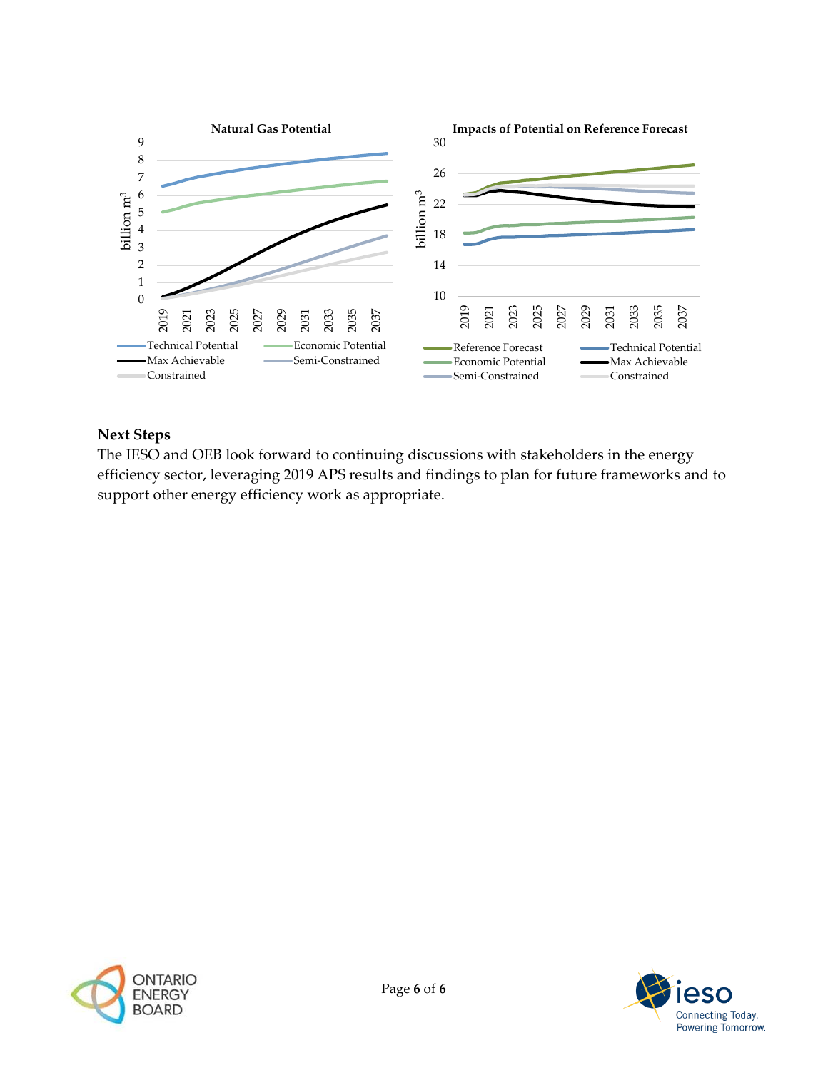Natural Gas Potential

9
8
7
6
5
4
3
2
1
0

billion m$^3$

2019
2021
2023
2025
2027
2029
2031
2033
2035
2037

Technical Potential
Economic Potential
Max Achievable
Semi-Constrained
Constrained

Impacts of Potential on Reference Forecast

30
26
22
18
14
10

billion m$^3$

2019
2021
2023
2025
2027
2029
2031
2033
2035
2037

Reference Forecast
Technical Potential
Economic Potential
Max Achievable
Semi-Constrained
Constrained

## Next Steps

The IESO and OEB look forward to continuing discussions with stakeholders in the energy efficiency sector, leveraging 2019 APS results and findings to plan for future frameworks and to support other energy efficiency work as appropriate.